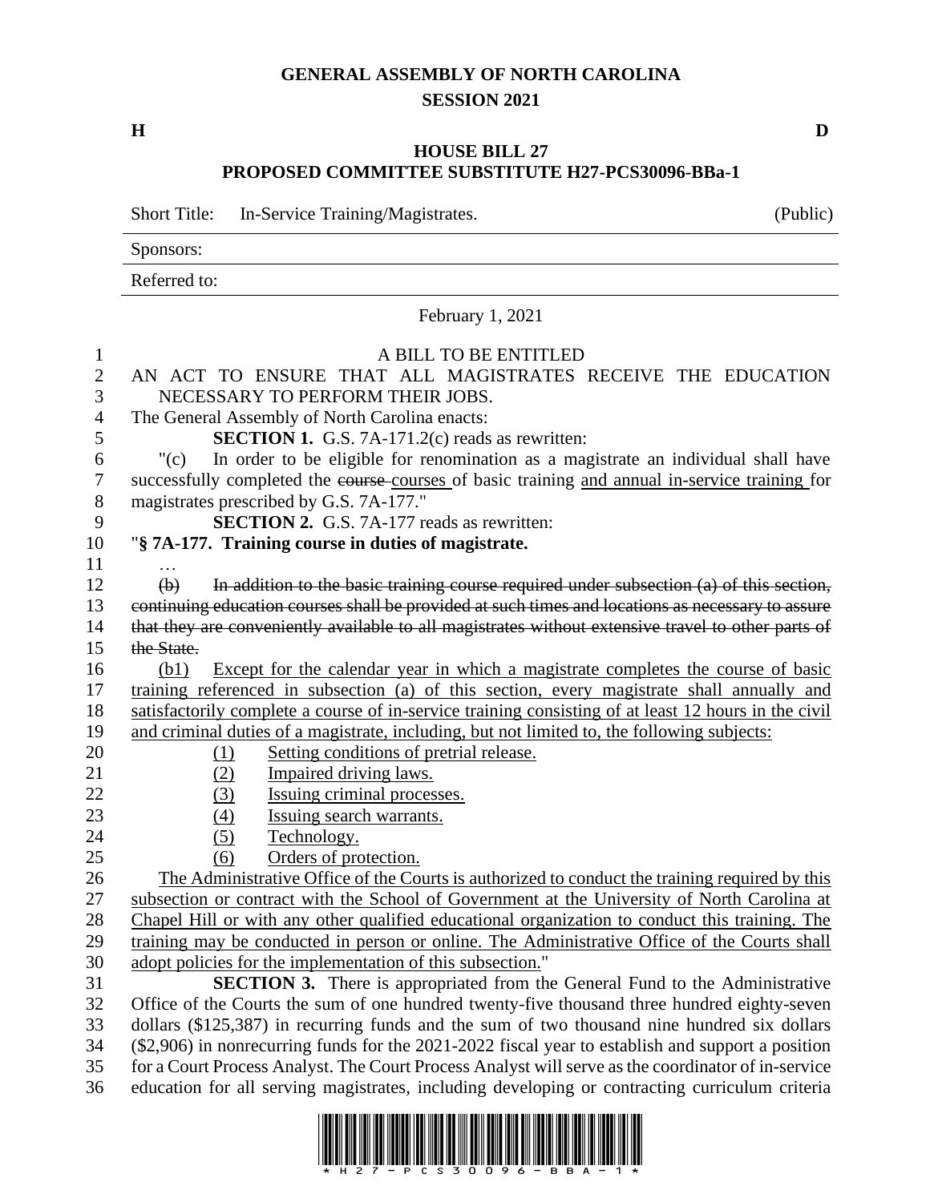# GENERAL ASSEMBLY OF NORTH CAROLINA
## SESSION 2021

**H** **D**

## HOUSE BILL 27
## PROPOSED COMMITTEE SUBSTITUTE H27-PCS30096-BBa-1

Short Title: In-Service Training/Magistrates. (Public)

Sponsors:

Referred to:

February 1, 2021

A BILL TO BE ENTITLED

AN ACT TO ENSURE THAT ALL MAGISTRATES RECEIVE THE EDUCATION NECESSARY TO PERFORM THEIR JOBS.

The General Assembly of North Carolina enacts:

**SECTION 1.** G.S. 7A-171.2(c) reads as rewritten:

"(c) In order to be eligible for renomination as a magistrate an individual shall have successfully completed the ~~course~~ <u>courses</u> of basic training <u>and annual in-service training</u> for magistrates prescribed by G.S. 7A-177."

**SECTION 2.** G.S. 7A-177 reads as rewritten:

"**§ 7A-177. Training course in duties of magistrate.**

…

~~(b) In addition to the basic training course required under subsection (a) of this section, continuing education courses shall be provided at such times and locations as necessary to assure that they are conveniently available to all magistrates without extensive travel to other parts of the State.~~

<u>(b1) Except for the calendar year in which a magistrate completes the course of basic training referenced in subsection (a) of this section, every magistrate shall annually and satisfactorily complete a course of in-service training consisting of at least 12 hours in the civil and criminal duties of a magistrate, including, but not limited to, the following subjects:</u>

<u>(1) Setting conditions of pretrial release.</u>

<u>(2) Impaired driving laws.</u>

<u>(3) Issuing criminal processes.</u>

<u>(4) Issuing search warrants.</u>

<u>(5) Technology.</u>

<u>(6) Orders of protection.</u>

<u>The Administrative Office of the Courts is authorized to conduct the training required by this subsection or contract with the School of Government at the University of North Carolina at Chapel Hill or with any other qualified educational organization to conduct this training. The training may be conducted in person or online. The Administrative Office of the Courts shall adopt policies for the implementation of this subsection.</u>"

**SECTION 3.** There is appropriated from the General Fund to the Administrative Office of the Courts the sum of one hundred twenty-five thousand three hundred eighty-seven dollars ($125,387) in recurring funds and the sum of two thousand nine hundred six dollars ($2,906) in nonrecurring funds for the 2021-2022 fiscal year to establish and support a position for a Court Process Analyst. The Court Process Analyst will serve as the coordinator of in-service education for all serving magistrates, including developing or contracting curriculum criteria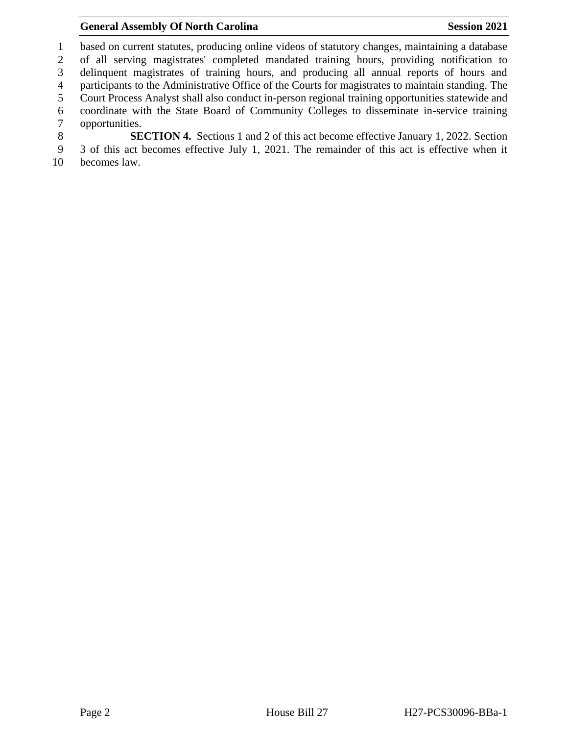based on current statutes, producing online videos of statutory changes, maintaining a database of all serving magistrates' completed mandated training hours, providing notification to delinquent magistrates of training hours, and producing all annual reports of hours and participants to the Administrative Office of the Courts for magistrates to maintain standing. The Court Process Analyst shall also conduct in-person regional training opportunities statewide and coordinate with the State Board of Community Colleges to disseminate in-service training opportunities.

**SECTION 4.** Sections 1 and 2 of this act become effective January 1, 2022. Section 3 of this act becomes effective July 1, 2021. The remainder of this act is effective when it becomes law.